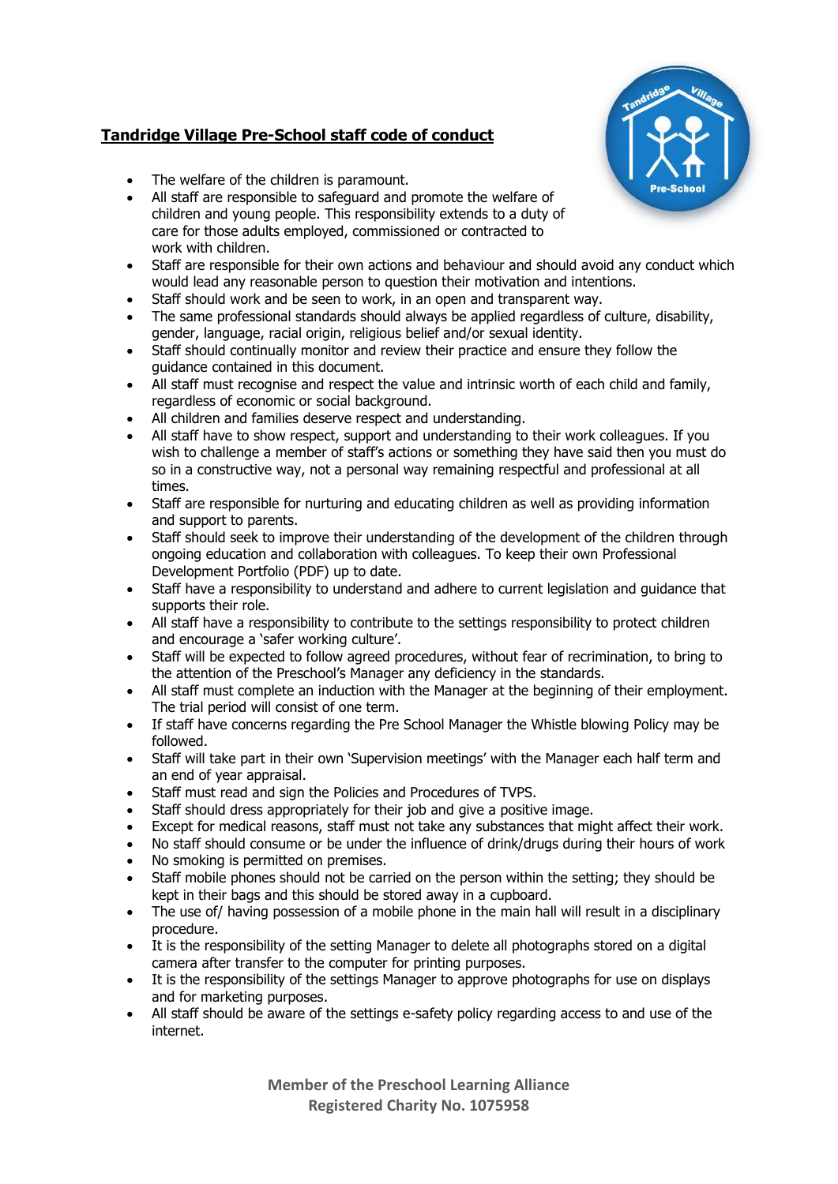## **Tandridge Village Pre-School staff code of conduct**

- The welfare of the children is paramount.
- All staff are responsible to safeguard and promote the welfare of children and young people. This responsibility extends to a duty of care for those adults employed, commissioned or contracted to work with children.
- Staff are responsible for their own actions and behaviour and should avoid any conduct which would lead any reasonable person to question their motivation and intentions.
- Staff should work and be seen to work, in an open and transparent way.
- The same professional standards should always be applied regardless of culture, disability, gender, language, racial origin, religious belief and/or sexual identity.
- Staff should continually monitor and review their practice and ensure they follow the guidance contained in this document.
- All staff must recognise and respect the value and intrinsic worth of each child and family, regardless of economic or social background.
- All children and families deserve respect and understanding.
- All staff have to show respect, support and understanding to their work colleagues. If you wish to challenge a member of staff's actions or something they have said then you must do so in a constructive way, not a personal way remaining respectful and professional at all times.
- Staff are responsible for nurturing and educating children as well as providing information and support to parents.
- Staff should seek to improve their understanding of the development of the children through ongoing education and collaboration with colleagues. To keep their own Professional Development Portfolio (PDF) up to date.
- Staff have a responsibility to understand and adhere to current legislation and guidance that supports their role.
- All staff have a responsibility to contribute to the settings responsibility to protect children and encourage a 'safer working culture'.
- Staff will be expected to follow agreed procedures, without fear of recrimination, to bring to the attention of the Preschool's Manager any deficiency in the standards.
- All staff must complete an induction with the Manager at the beginning of their employment. The trial period will consist of one term.
- If staff have concerns regarding the Pre School Manager the Whistle blowing Policy may be followed.
- Staff will take part in their own 'Supervision meetings' with the Manager each half term and an end of year appraisal.
- Staff must read and sign the Policies and Procedures of TVPS.
- Staff should dress appropriately for their job and give a positive image.
- Except for medical reasons, staff must not take any substances that might affect their work.
- No staff should consume or be under the influence of drink/drugs during their hours of work
- No smoking is permitted on premises.
- Staff mobile phones should not be carried on the person within the setting; they should be kept in their bags and this should be stored away in a cupboard.
- The use of/ having possession of a mobile phone in the main hall will result in a disciplinary procedure.
- It is the responsibility of the setting Manager to delete all photographs stored on a digital camera after transfer to the computer for printing purposes.
- It is the responsibility of the settings Manager to approve photographs for use on displays and for marketing purposes.
- All staff should be aware of the settings e-safety policy regarding access to and use of the internet.

**Member of the Preschool Learning Alliance**
**Registered Charity No. 1075958**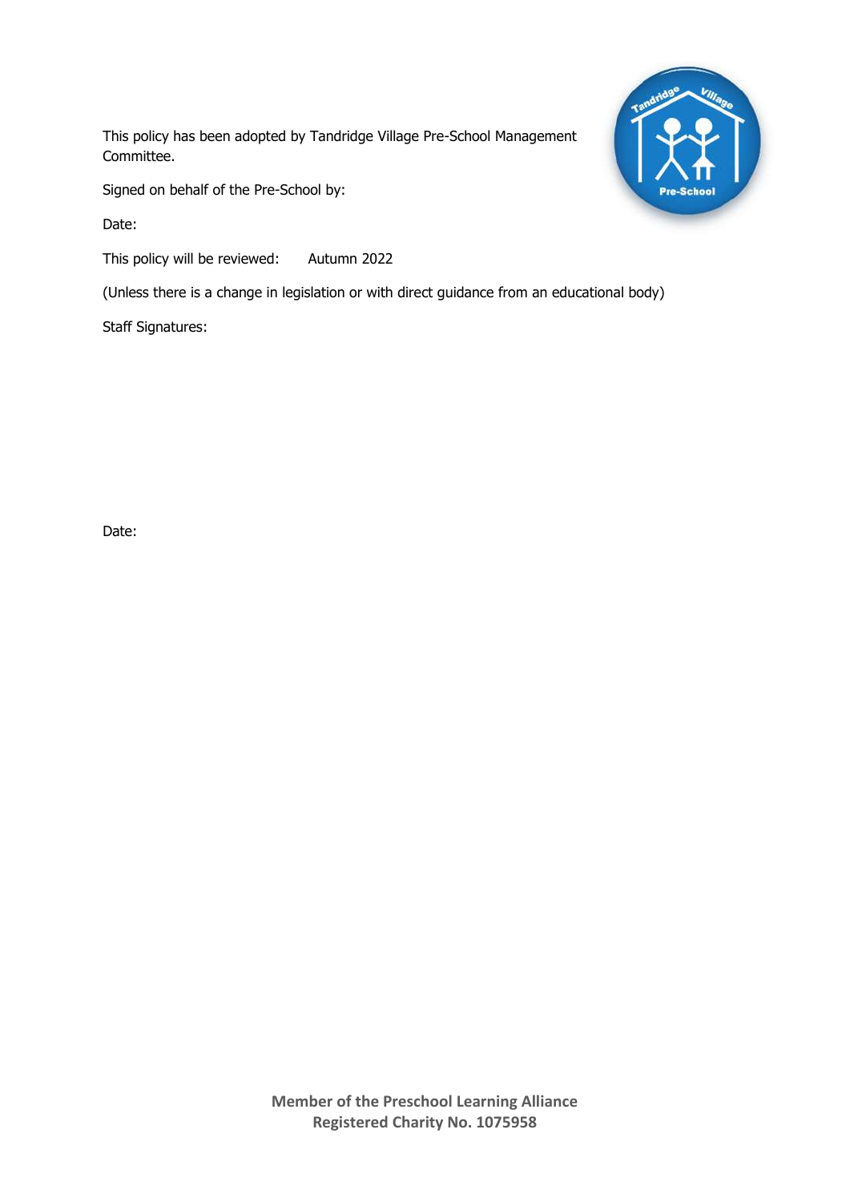This policy has been adopted by Tandridge Village Pre-School Management Committee.

Signed on behalf of the Pre-School by:

Date:

This policy will be reviewed: Autumn 2022

(Unless there is a change in legislation or with direct guidance from an educational body)

Staff Signatures:

Date:

**Member of the Preschool Learning Alliance**
**Registered Charity No. 1075958**